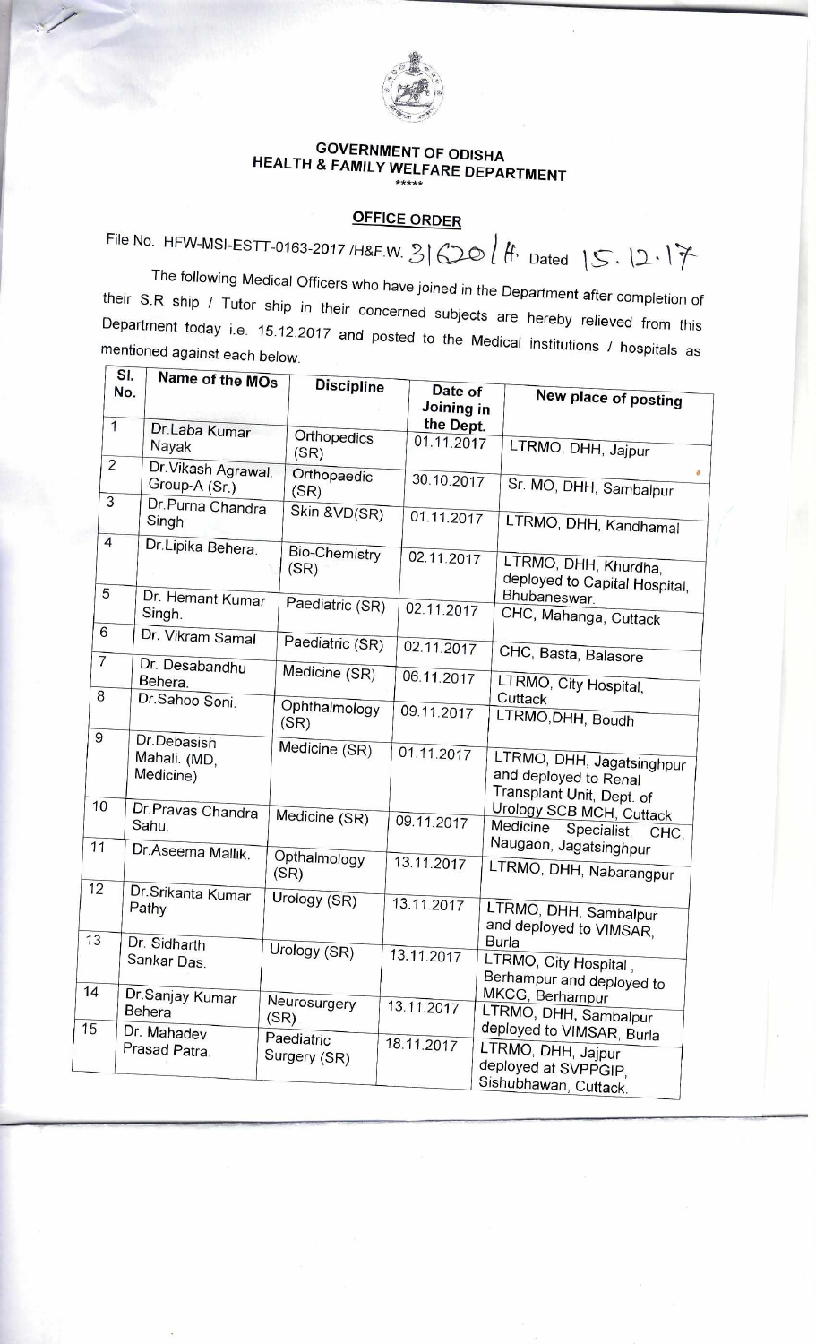# GOVERNMENT OF ODISHA
## HEALTH & FAMILY WELFARE DEPARTMENT

\*\*\*\*\*

### OFFICE ORDER

File No. HFW-MSI-ESTT-0163-2017 /H&F.W. 31620 / H. Dated 15.12.17

The following Medical Officers who have joined in the Department after completion of their S.R ship / Tutor ship in their concerned subjects are hereby relieved from this Department today i.e. 15.12.2017 and posted to the Medical institutions / hospitals as mentioned against each below.

| Sl. No. | Name of the MOs | Discipline | Date of Joining in the Dept. | New place of posting |
|---|---|---|---|---|
| 1 | Dr.Laba Kumar Nayak | Orthopedics (SR) | 01.11.2017 | LTRMO, DHH, Jajpur |
| 2 | Dr.Vikash Agrawal. Group-A (Sr.) | Orthopaedic (SR) | 30.10.2017 | Sr. MO, DHH, Sambalpur |
| 3 | Dr.Purna Chandra Singh | Skin &VD(SR) | 01.11.2017 | LTRMO, DHH, Kandhamal |
| 4 | Dr.Lipika Behera. | Bio-Chemistry (SR) | 02.11.2017 | LTRMO, DHH, Khurdha, deployed to Capital Hospital, Bhubaneswar. |
| 5 | Dr. Hemant Kumar Singh. | Paediatric (SR) | 02.11.2017 | CHC, Mahanga, Cuttack |
| 6 | Dr. Vikram Samal | Paediatric (SR) | 02.11.2017 | CHC, Basta, Balasore |
| 7 | Dr. Desabandhu Behera. | Medicine (SR) | 06.11.2017 | LTRMO, City Hospital, Cuttack |
| 8 | Dr.Sahoo Soni. | Ophthalmology (SR) | 09.11.2017 | LTRMO,DHH, Boudh |
| 9 | Dr.Debasish Mahali. (MD, Medicine) | Medicine (SR) | 01.11.2017 | LTRMO, DHH, Jagatsinghpur and deployed to Renal Transplant Unit, Dept. of Urology SCB MCH, Cuttack |
| 10 | Dr.Pravas Chandra Sahu. | Medicine (SR) | 09.11.2017 | Medicine Specialist, CHC, Naugaon, Jagatsinghpur |
| 11 | Dr.Aseema Mallik. | Opthalmology (SR) | 13.11.2017 | LTRMO, DHH, Nabarangpur |
| 12 | Dr.Srikanta Kumar Pathy | Urology (SR) | 13.11.2017 | LTRMO, DHH, Sambalpur and deployed to VIMSAR, Burla |
| 13 | Dr. Sidharth Sankar Das. | Urology (SR) | 13.11.2017 | LTRMO, City Hospital , Berhampur and deployed to MKCG, Berhampur |
| 14 | Dr.Sanjay Kumar Behera | Neurosurgery (SR) | 13.11.2017 | LTRMO, DHH, Sambalpur deployed to VIMSAR, Burla |
| 15 | Dr. Mahadev Prasad Patra. | Paediatric Surgery (SR) | 18.11.2017 | LTRMO, DHH, Jajpur deployed at SVPPGIP, Sishubhawan, Cuttack. |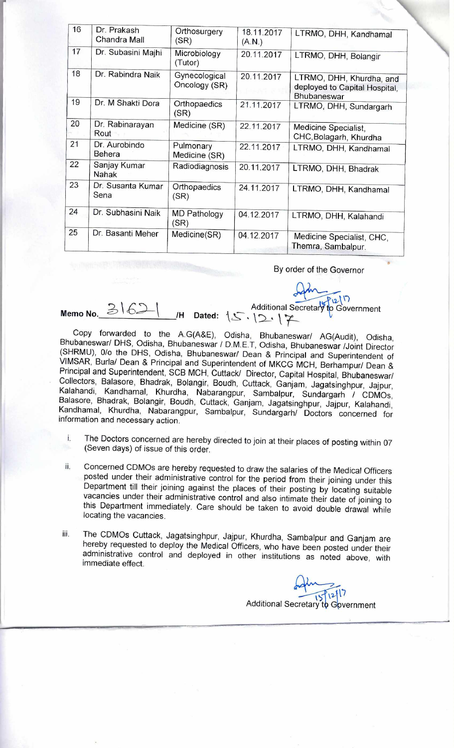| 16 | Dr. Prakash Chandra Mall | Orthosurgery (SR) | 18.11.2017 (A.N.) | LTRMO, DHH, Kandhamal |
|---|---|---|---|---|
| 17 | Dr. Subasini Majhi | Microbiology (Tutor) | 20.11.2017 | LTRMO, DHH, Bolangir |
| 18 | Dr. Rabindra Naik | Gynecological Oncology (SR) | 20.11.2017 | LTRMO, DHH, Khurdha, and deployed to Capital Hospital, Bhubaneswar |
| 19 | Dr. M Shakti Dora | Orthopaedics (SR) | 21.11.2017 | LTRMO, DHH, Sundargarh |
| 20 | Dr. Rabinarayan Rout | Medicine (SR) | 22.11.2017 | Medicine Specialist, CHC,Bolagarh, Khurdha |
| 21 | Dr. Aurobindo Behera | Pulmonary Medicine (SR) | 22.11.2017 | LTRMO, DHH, Kandhamal |
| 22 | Sanjay Kumar Nahak | Radiodiagnosis | 20.11.2017 | LTRMO, DHH, Bhadrak |
| 23 | Dr. Susanta Kumar Sena | Orthopaedics (SR) | 24.11.2017 | LTRMO, DHH, Kandhamal |
| 24 | Dr. Subhasini Naik | MD Pathology (SR) | 04.12.2017 | LTRMO, DHH, Kalahandi |
| 25 | Dr. Basanti Meher | Medicine(SR) | 04.12.2017 | Medicine Specialist, CHC, Themra, Sambalpur. |

By order of the Governor

Additional Secretary to Government

**Memo No.** 31621 **/H Dated:** 15.12.17

Copy forwarded to the A.G(A&E), Odisha, Bhubaneswar/ AG(Audit), Odisha, Bhubaneswar/ DHS, Odisha, Bhubaneswar / D.M.E.T, Odisha, Bhubaneswar /Joint Director (SHRMU), O/o the DHS, Odisha, Bhubaneswar/ Dean & Principal and Superintendent of VIMSAR, Burla/ Dean & Principal and Superintendent of MKCG MCH, Berhampur/ Dean & Principal and Superintendent, SCB MCH, Cuttack/ Director, Capital Hospital, Bhubaneswar/ Collectors, Balasore, Bhadrak, Bolangir, Boudh, Cuttack, Ganjam, Jagatsinghpur, Jajpur, Kalahandi, Kandhamal, Khurdha, Nabarangpur, Sambalpur, Sundargarh / CDMOs, Balasore, Bhadrak, Bolangir, Boudh, Cuttack, Ganjam, Jagatsinghpur, Jajpur, Kalahandi, Kandhamal, Khurdha, Nabarangpur, Sambalpur, Sundargarh/ Doctors concerned for information and necessary action.

i. The Doctors concerned are hereby directed to join at their places of posting within 07 (Seven days) of issue of this order.

ii. Concerned CDMOs are hereby requested to draw the salaries of the Medical Officers posted under their administrative control for the period from their joining under this Department till their joining against the places of their posting by locating suitable vacancies under their administrative control and also intimate their date of joining to this Department immediately. Care should be taken to avoid double drawal while locating the vacancies.

iii. The CDMOs Cuttack, Jagatsinghpur, Jajpur, Khurdha, Sambalpur and Ganjam are hereby requested to deploy the Medical Officers, who have been posted under their administrative control and deployed in other institutions as noted above, with immediate effect.

Additional Secretary to Government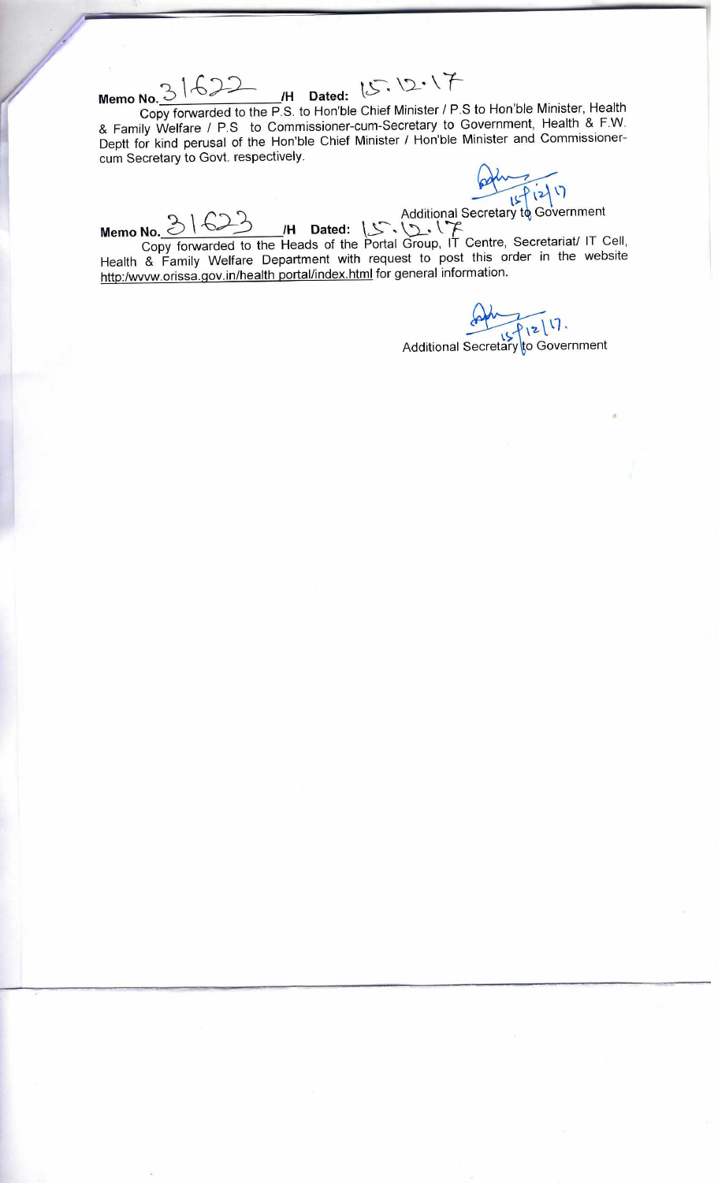**Memo No.** 31622 **/H Dated:** 15.12.17

Copy forwarded to the P.S. to Hon'ble Chief Minister / P.S to Hon'ble Minister, Health & Family Welfare / P.S to Commissioner-cum-Secretary to Government, Health & F.W. Deptt for kind perusal of the Hon'ble Chief Minister / Hon'ble Minister and Commissioner-cum Secretary to Govt. respectively.

Sd/- 15/12/17
Additional Secretary to Government

**Memo No.** 31623 **/H Dated:** 15.12.17

Copy forwarded to the Heads of the Portal Group, IT Centre, Secretariat/ IT Cell, Health & Family Welfare Department with request to post this order in the website http:/wvvw.orissa.gov.in/health portal/index.html for general information.

Sd/- 15/12/17.
Additional Secretary to Government